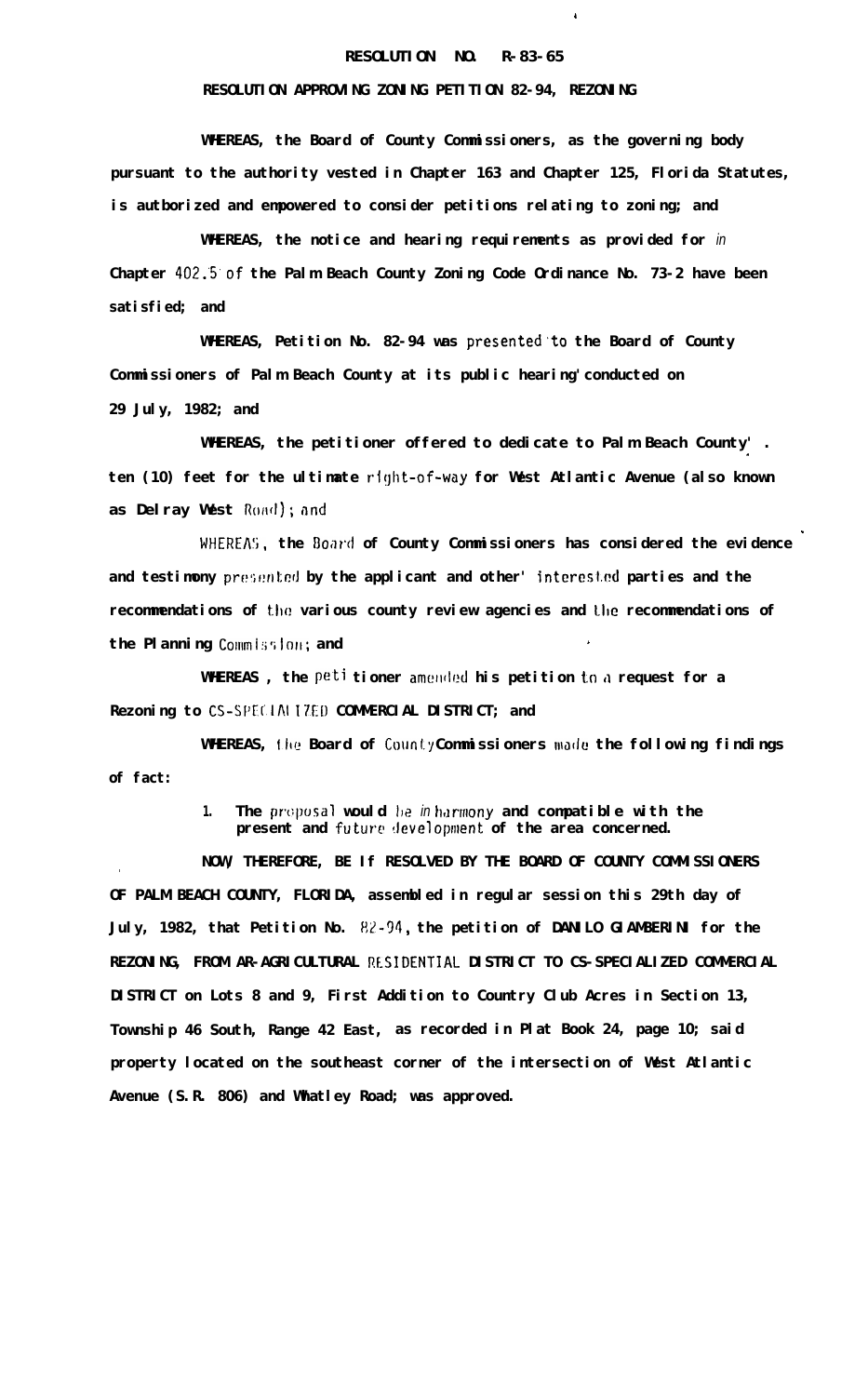# RESOLUTION NO. R-83-65

## RESOLUTION APPROVING ZONING PETITION 82-94, REZONING

WHEREAS, the Board of County Commissioners, as the governing body pursuant to the authority vested in Chapter 163 and Chapter 125, Florida Statutes, is autborized and empowered to consider petitions relating to zoning; and

WHEREAS, the notice and hearing requirements as provided for in Chapter 402.5 of the Palm Beach County Zoning Code Ordinance No. 73-2 have been satisfied; and

WHEREAS, Petition No. 82-94 was presented to the Board of County Commissioners of Palm Beach County at its public hearing conducted on 29 July, 1982; and

WHEREAS, the petitioner offered to dedicate to Palm Beach County ten (10) feet for the ultimate right-of-way for West Atlantic Avenue (also known as Delray West Road); and

WHEREAS, the Board of County Commissioners has considered the evidence and testimony presented by the applicant and other interested parties and the recommendations of the various county review agencies and the recommendations of the Planning Commission; and

WHEREAS, the petitioner amended his petition to a request for a Rezoning to CS-SPECIALIZED COMMERCIAL DISTRICT; and

WHEREAS, the Board of County Commissioners made the following findings of fact:

1. The proposal would be in harmony and compatible with the present and future development of the area concerned.

NOW, THEREFORE, BE IT RESOLVED BY THE BOARD OF COUNTY COMMISSIONERS OF PALM BEACH COUNTY, FLORIDA, assembled in regular session this 29th day of July, 1982, that Petition No. 82-94, the petition of DANILO GIAMBERINI for the REZONING, FROM AR-AGRICULTURAL RESIDENTIAL DISTRICT TO CS-SPECIALIZED COMMERCIAL DISTRICT on Lots 8 and 9, First Addition to Country Club Acres in Section 13, Township 46 South, Range 42 East, as recorded in Plat Book 24, page 10; said property located on the southeast corner of the intersection of West Atlantic Avenue (S.R. 806) and Whatley Road; was approved.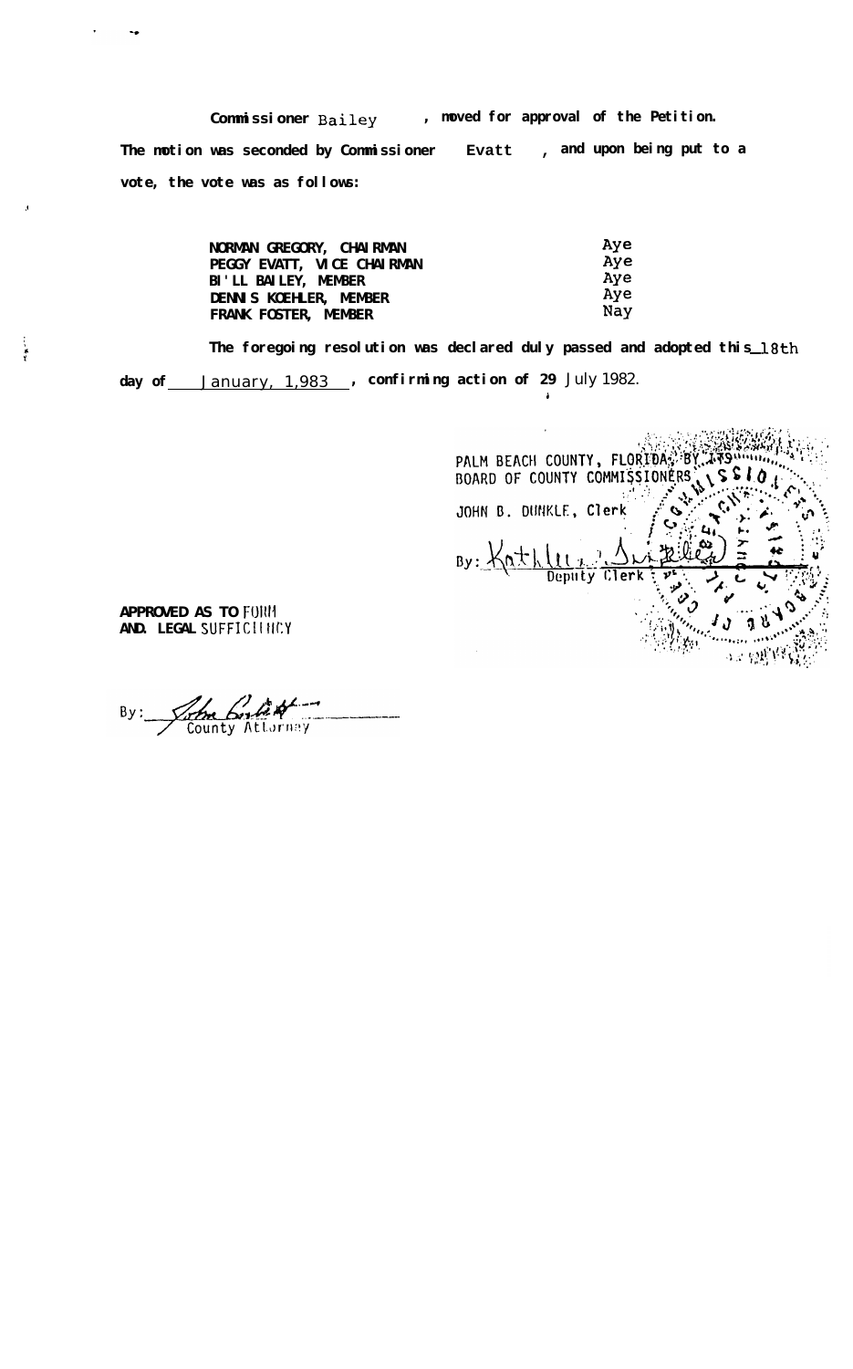Commissioner Bailey, moved for approval of the Petition. The motion was seconded by Commissioner Evatt, and upon being put to a vote, the vote was as follows:

| | |
|---|---|
| NORMAN GREGORY, CHAIRMAN | Aye |
| PEGGY EVATT, VICE CHAIRMAN | Aye |
| BI'LL BAILEY, MEMBER | Aye |
| DENNIS KOEHLER, MEMBER | Aye |
| FRANK FOSTER, MEMBER | Nay |

The foregoing resolution was declared duly passed and adopted this 18th day of January, 1,983, confirming action of 29 July 1982.

PALM BEACH COUNTY, FLORIDA, BY ITS
BOARD OF COUNTY COMMISSIONERS

JOHN B. DUNKLE, Clerk

By: Kathleen Snipes
Deputy Clerk

APPROVED AS TO FORM
AND LEGAL SUFFICIENCY

By: 
County Attorney